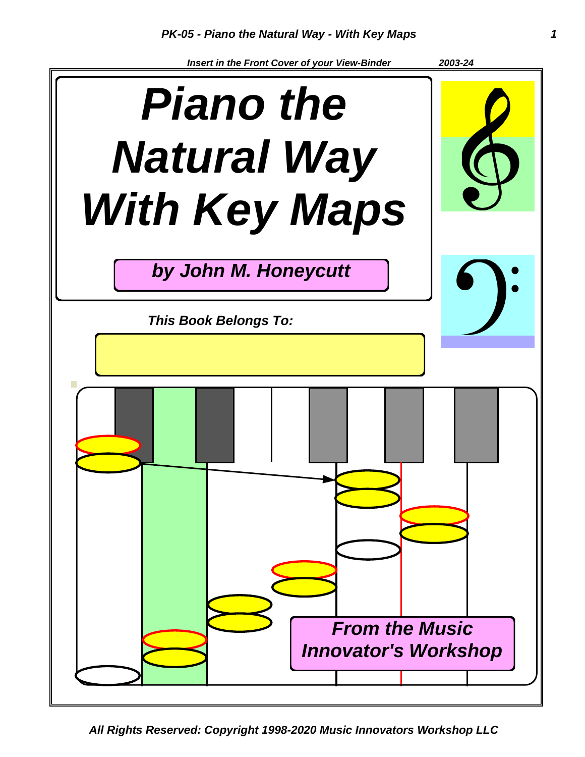*Insert in the Front Cover of your View-Binder* *2003-24*

# *Piano the Natural Way With Key Maps*

***by John M. Honeycutt***

***This Book Belongs To:***

***From the Music Innovator's Workshop***

***All Rights Reserved: Copyright 1998-2020 Music Innovators Workshop LLC***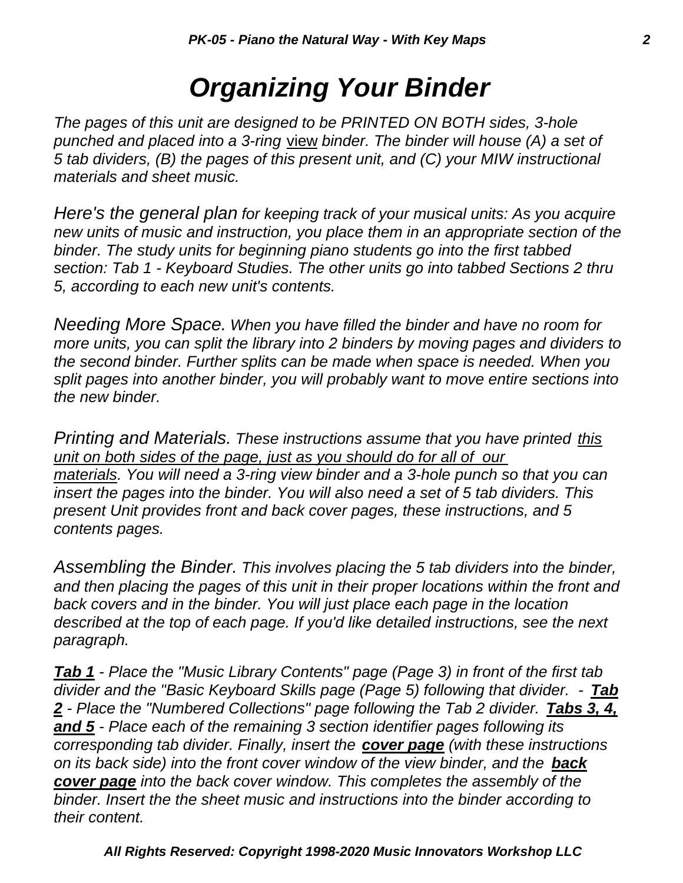# *Organizing Your Binder*

*The pages of this unit are designed to be PRINTED ON BOTH sides, 3-hole punched and placed into a 3-ring* view *binder. The binder will house (A) a set of 5 tab dividers, (B) the pages of this present unit, and (C) your MIW instructional materials and sheet music.*

*Here's the general plan for keeping track of your musical units: As you acquire new units of music and instruction, you place them in an appropriate section of the binder. The study units for beginning piano students go into the first tabbed section: Tab 1 - Keyboard Studies. The other units go into tabbed Sections 2 thru 5, according to each new unit's contents.*

*Needing More Space. When you have filled the binder and have no room for more units, you can split the library into 2 binders by moving pages and dividers to the second binder. Further splits can be made when space is needed. When you split pages into another binder, you will probably want to move entire sections into the new binder.*

*Printing and Materials. These instructions assume that you have printed this unit on both sides of the page, just as you should do for all of our materials. You will need a 3-ring view binder and a 3-hole punch so that you can insert the pages into the binder. You will also need a set of 5 tab dividers. This present Unit provides front and back cover pages, these instructions, and 5 contents pages.*

*Assembling the Binder. This involves placing the 5 tab dividers into the binder, and then placing the pages of this unit in their proper locations within the front and back covers and in the binder. You will just place each page in the location described at the top of each page. If you'd like detailed instructions, see the next paragraph.*

***Tab 1** - Place the "Music Library Contents" page (Page 3) in front of the first tab divider and the "Basic Keyboard Skills page (Page 5) following that divider. - **Tab 2** - Place the "Numbered Collections" page following the Tab 2 divider. **Tabs 3, 4, and 5** - Place each of the remaining 3 section identifier pages following its corresponding tab divider. Finally, insert the **cover page** (with these instructions on its back side) into the front cover window of the view binder, and the **back cover page** into the back cover window. This completes the assembly of the binder. Insert the the sheet music and instructions into the binder according to their content.*

***All Rights Reserved: Copyright 1998-2020 Music Innovators Workshop LLC***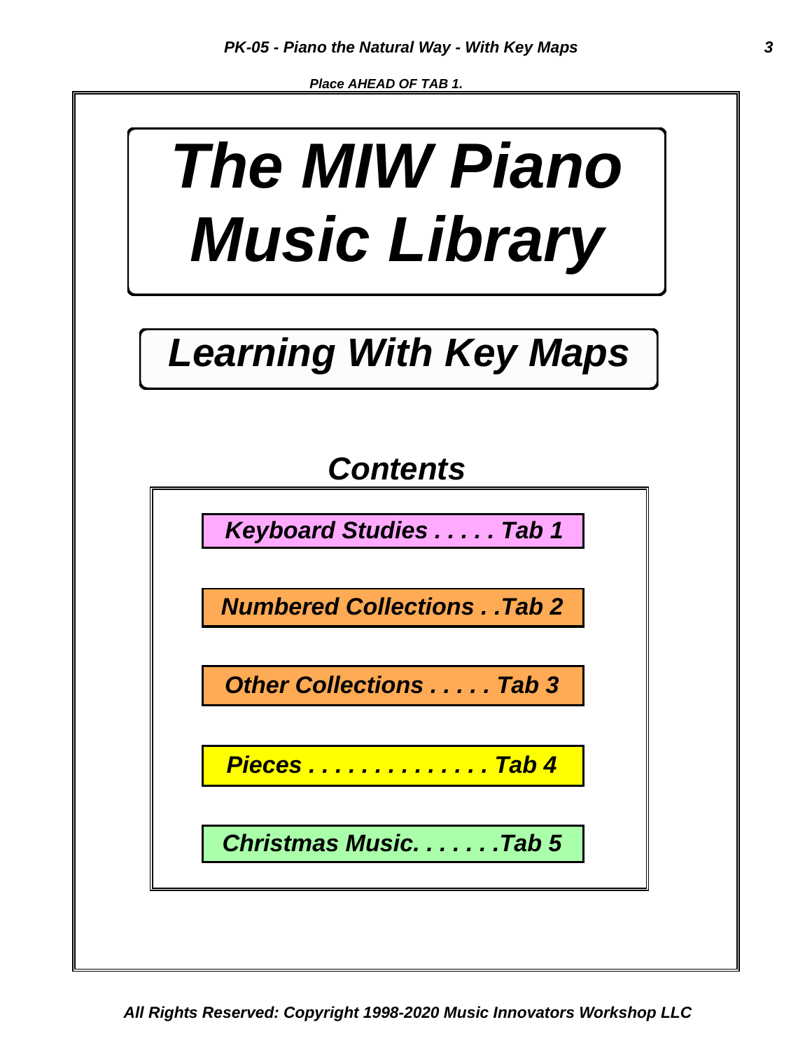*Place AHEAD OF TAB 1.*

# *The MIW Piano Music Library*

## *Learning With Key Maps*

### *Contents*

***Keyboard Studies . . . . . Tab 1***

***Numbered Collections . .Tab 2***

***Other Collections . . . . . Tab 3***

***Pieces . . . . . . . . . . . . . . Tab 4***

***Christmas Music. . . . . . .Tab 5***

*All Rights Reserved: Copyright 1998-2020 Music Innovators Workshop LLC*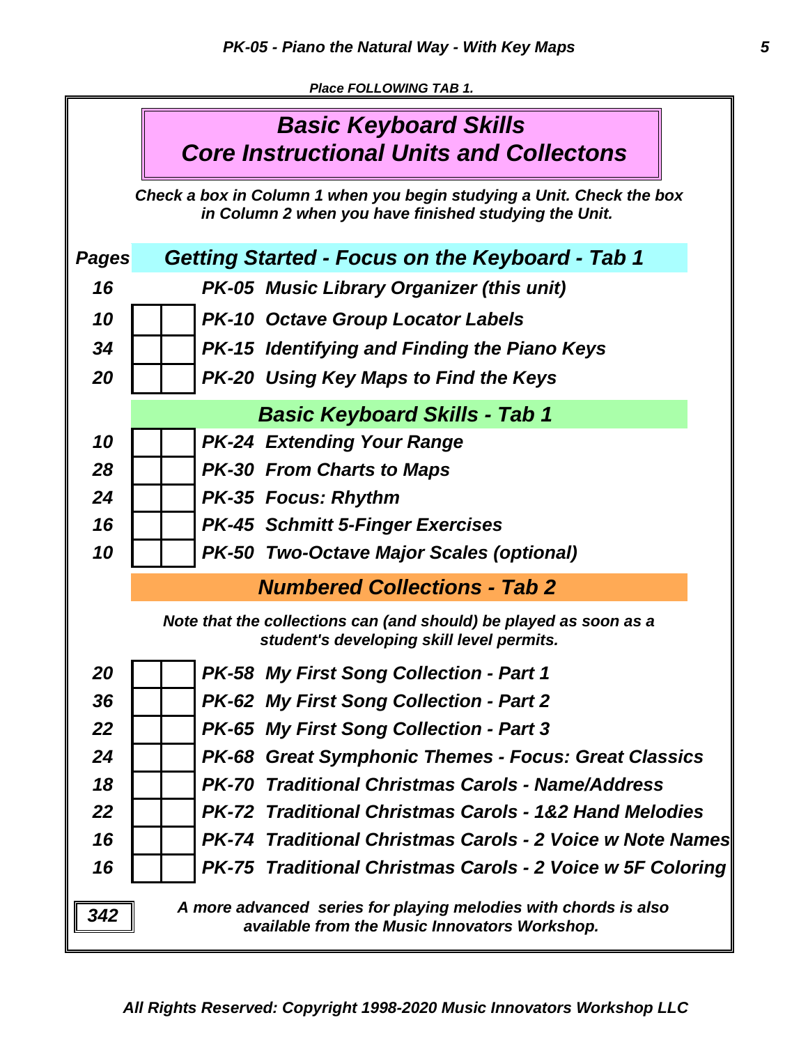*Place FOLLOWING TAB 1.*

# *Basic Keyboard Skills*
# *Core Instructional Units and Collectons*

***Check a box in Column 1 when you begin studying a Unit. Check the box in Column 2 when you have finished studying the Unit.***

| Pages | Col 1 | Col 2 | Getting Started - Focus on the Keyboard - Tab 1 |
|---|---|---|---|
| 16 | | | PK-05 Music Library Organizer (this unit) |
| 10 | ☐ | ☐ | PK-10 Octave Group Locator Labels |
| 34 | ☐ | ☐ | PK-15 Identifying and Finding the Piano Keys |
| 20 | ☐ | ☐ | PK-20 Using Key Maps to Find the Keys |
| | | | **Basic Keyboard Skills - Tab 1** |
| 10 | ☐ | ☐ | PK-24 Extending Your Range |
| 28 | ☐ | ☐ | PK-30 From Charts to Maps |
| 24 | ☐ | ☐ | PK-35 Focus: Rhythm |
| 16 | ☐ | ☐ | PK-45 Schmitt 5-Finger Exercises |
| 10 | ☐ | ☐ | PK-50 Two-Octave Major Scales (optional) |
| | | | **Numbered Collections - Tab 2** |

***Note that the collections can (and should) be played as soon as a student's developing skill level permits.***

| Pages | Col 1 | Col 2 | Collection |
|---|---|---|---|
| 20 | ☐ | ☐ | PK-58 My First Song Collection - Part 1 |
| 36 | ☐ | ☐ | PK-62 My First Song Collection - Part 2 |
| 22 | ☐ | ☐ | PK-65 My First Song Collection - Part 3 |
| 24 | ☐ | ☐ | PK-68 Great Symphonic Themes - Focus: Great Classics |
| 18 | ☐ | ☐ | PK-70 Traditional Christmas Carols - Name/Address |
| 22 | ☐ | ☐ | PK-72 Traditional Christmas Carols - 1&2 Hand Melodies |
| 16 | ☐ | ☐ | PK-74 Traditional Christmas Carols - 2 Voice w Note Names |
| 16 | ☐ | ☐ | PK-75 Traditional Christmas Carols - 2 Voice w 5F Coloring |
| **342** | | | |

***A more advanced series for playing melodies with chords is also available from the Music Innovators Workshop.***

*All Rights Reserved: Copyright 1998-2020 Music Innovators Workshop LLC*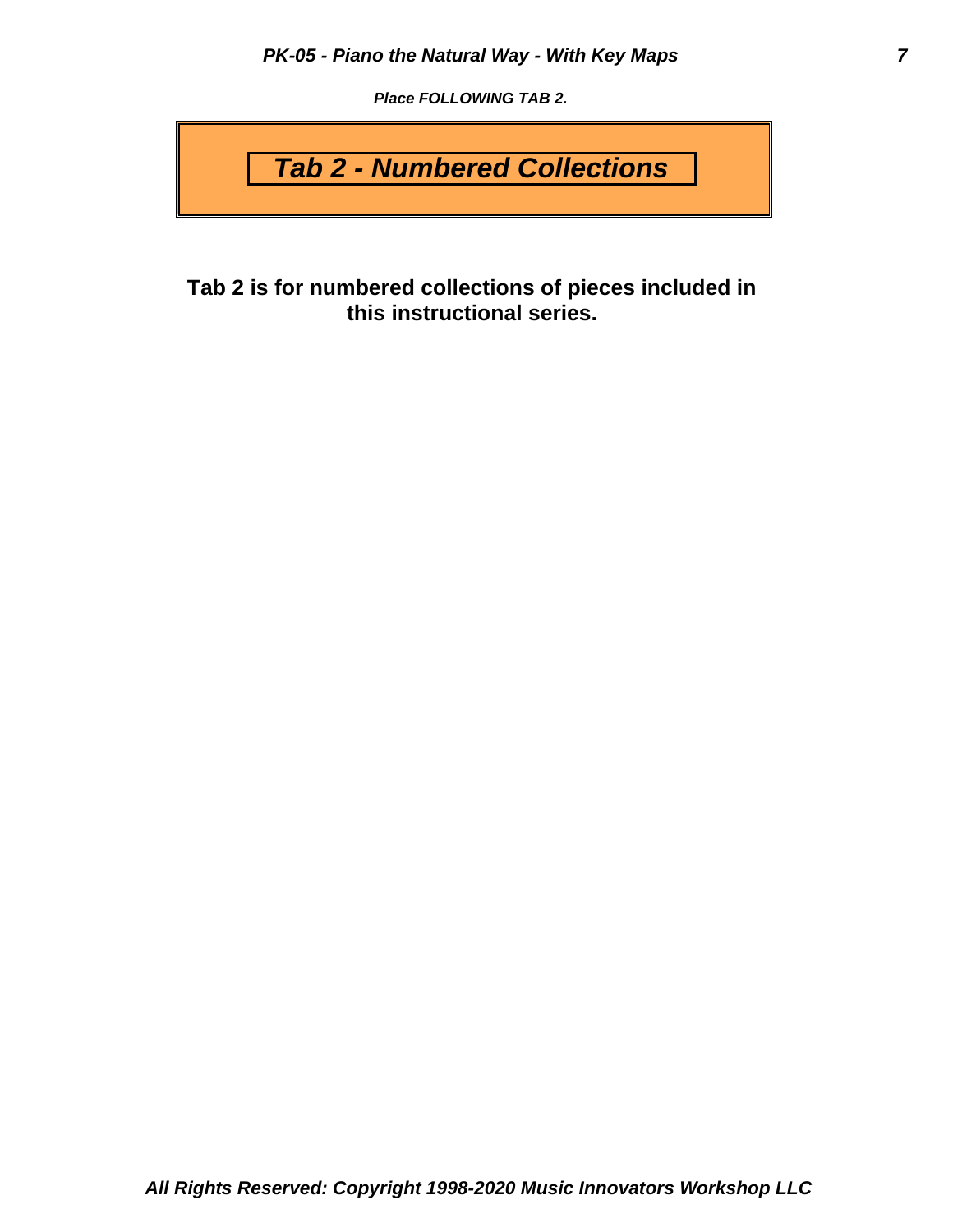*Place FOLLOWING TAB 2.*

# *Tab 2 - Numbered Collections*

**Tab 2 is for numbered collections of pieces included in this instructional series.**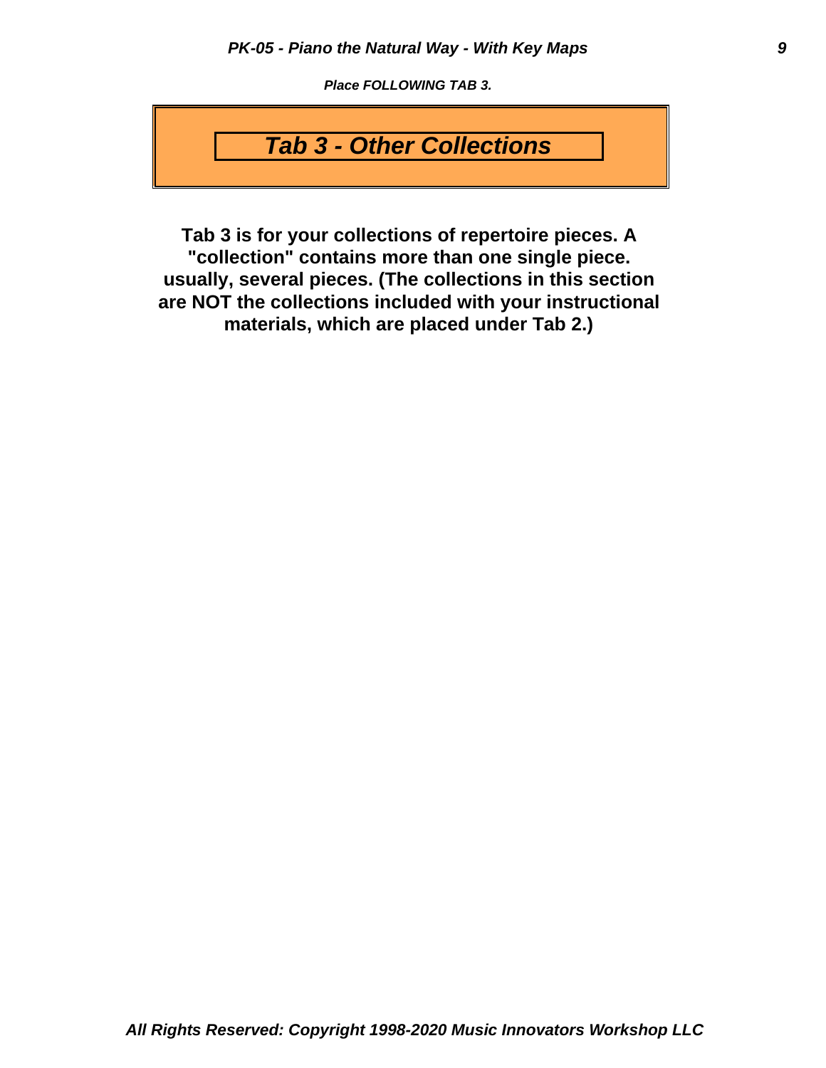*Place FOLLOWING TAB 3.*

# *Tab 3 - Other Collections*

**Tab 3 is for your collections of repertoire pieces. A "collection" contains more than one single piece. usually, several pieces. (The collections in this section are NOT the collections included with your instructional materials, which are placed under Tab 2.)**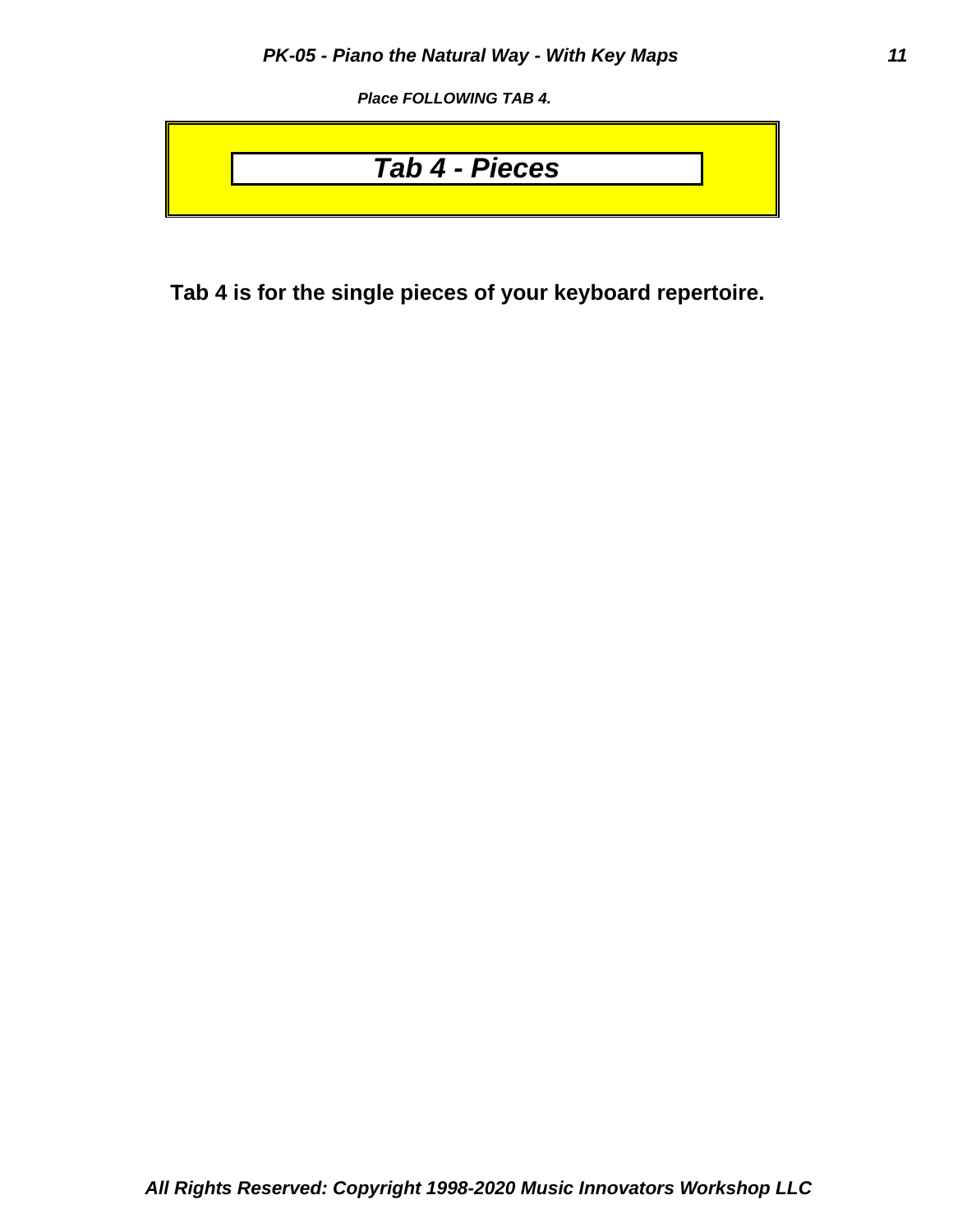*Place FOLLOWING TAB 4.*

# *Tab 4 - Pieces*

**Tab 4 is for the single pieces of your keyboard repertoire.**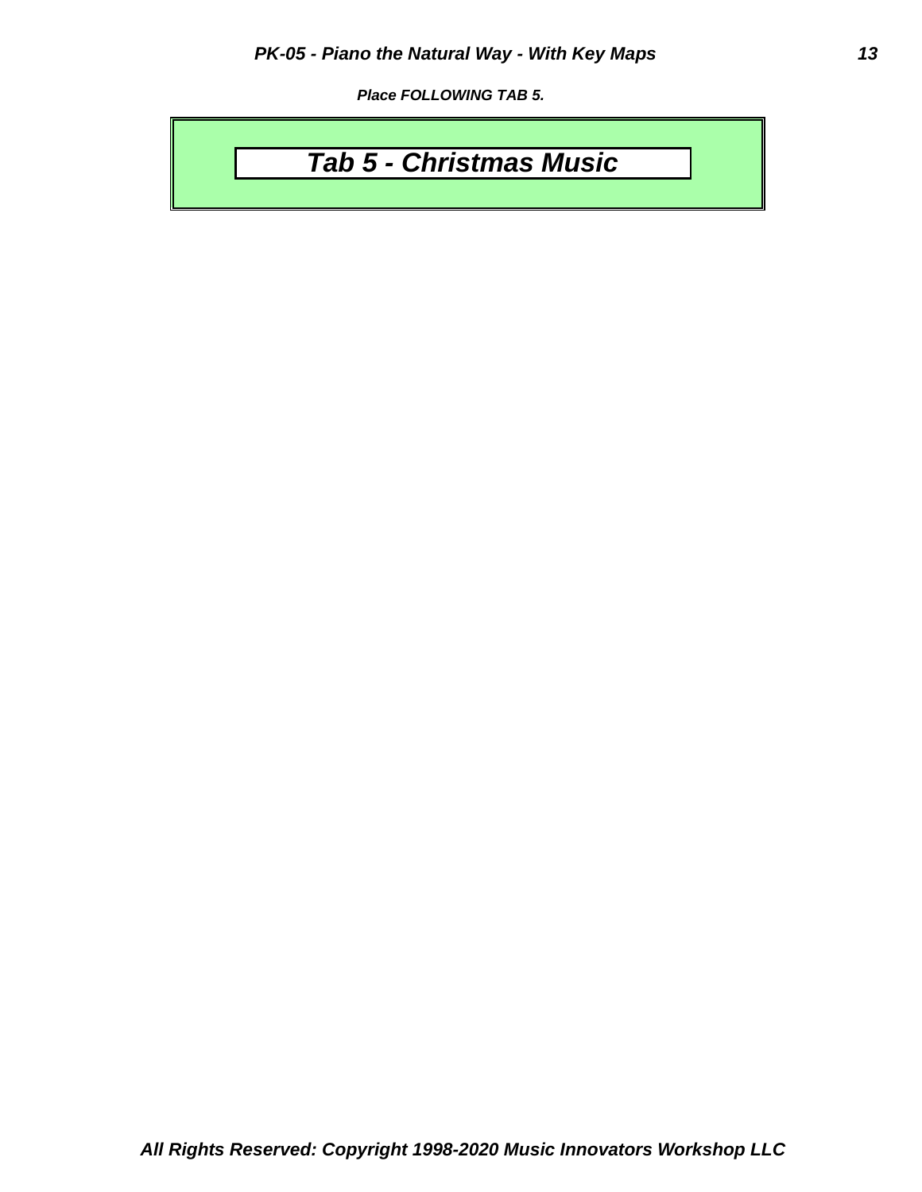***Place FOLLOWING TAB 5.***

# *Tab 5 - Christmas Music*

***All Rights Reserved: Copyright 1998-2020 Music Innovators Workshop LLC***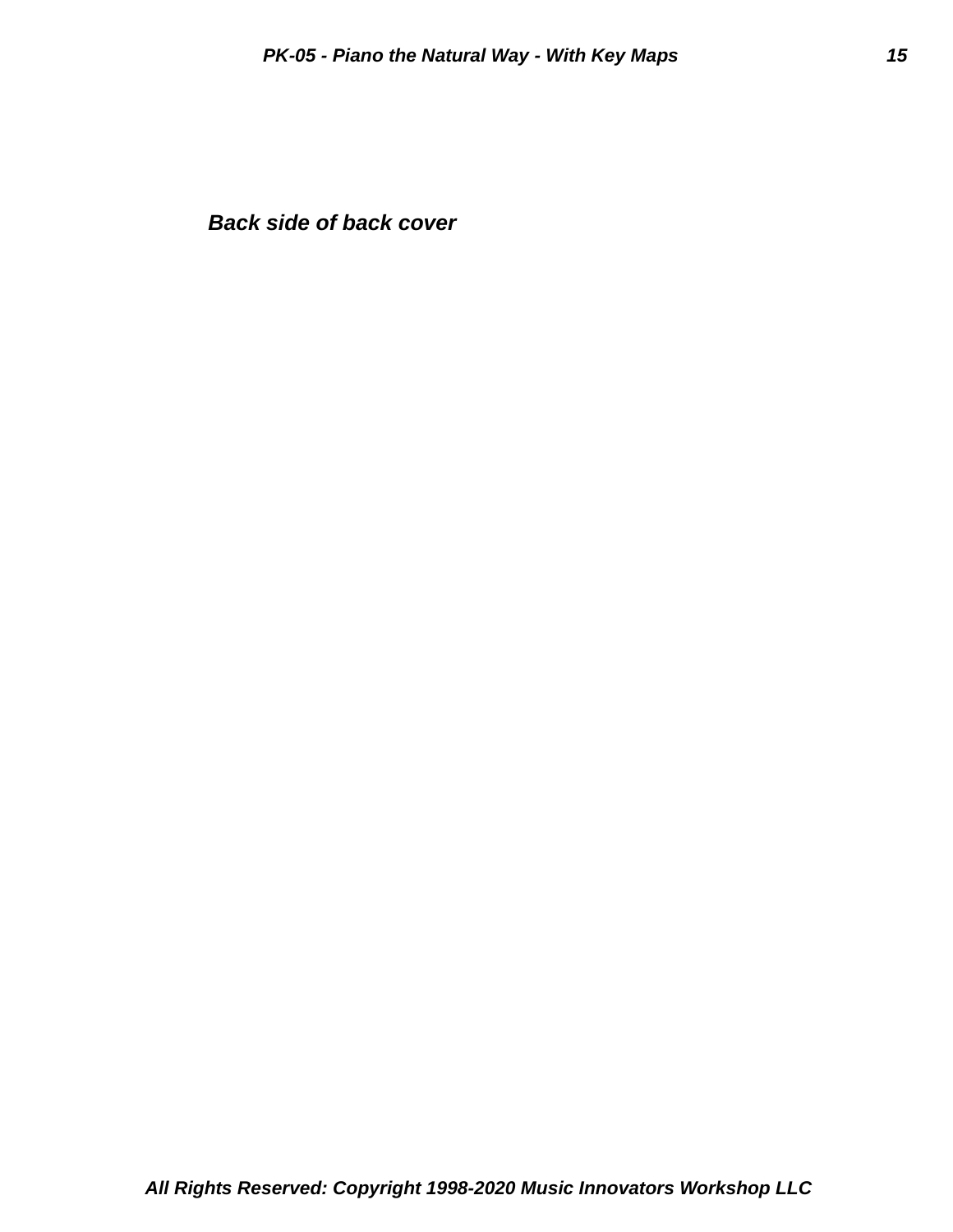***Back side of back cover***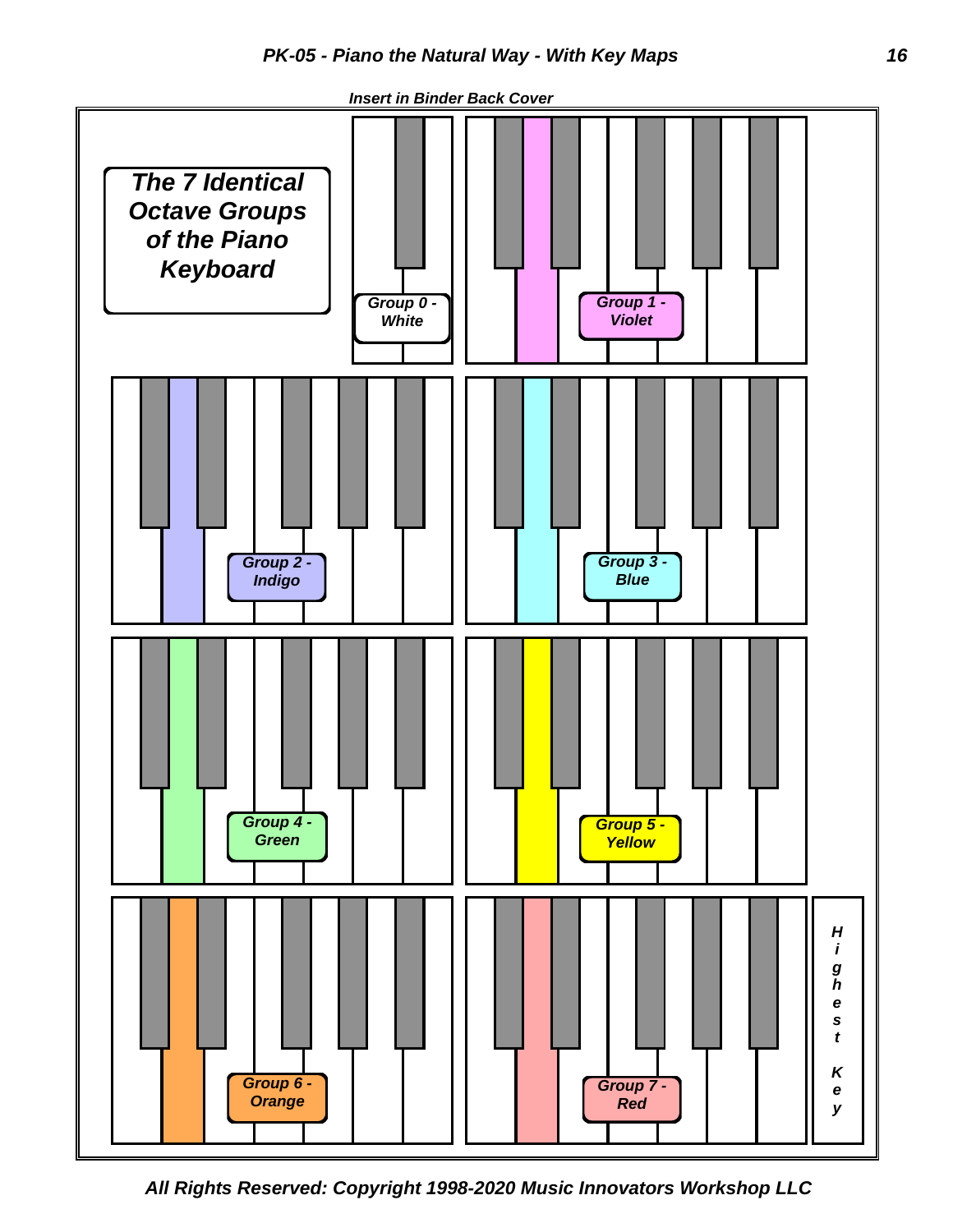*Insert in Binder Back Cover*

# *The 7 Identical Octave Groups of the Piano Keyboard*

*Group 0 - White*

*Group 1 - Violet*

*Group 2 - Indigo*

*Group 3 - Blue*

*Group 4 - Green*

*Group 5 - Yellow*

*Group 6 - Orange*

*Group 7 - Red*

*Highest Key*

*All Rights Reserved: Copyright 1998-2020 Music Innovators Workshop LLC*